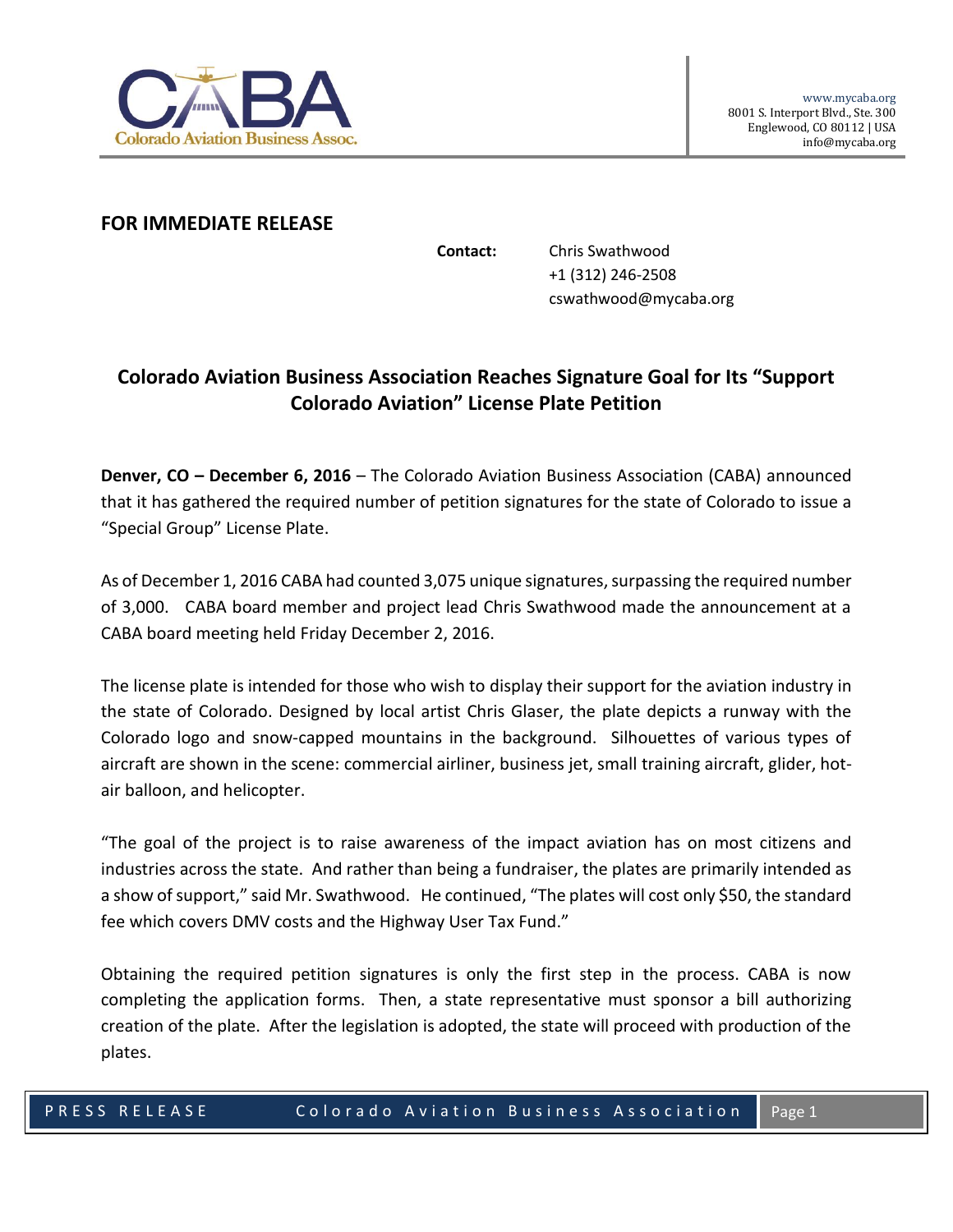CABA
Colorado Aviation Business Assoc.

www.mycaba.org
8001 S. Interport Blvd., Ste. 300
Englewood, CO 80112 | USA
info@mycaba.org

**FOR IMMEDIATE RELEASE**

**Contact:** Chris Swathwood
+1 (312) 246-2508
cswathwood@mycaba.org

## Colorado Aviation Business Association Reaches Signature Goal for Its "Support Colorado Aviation" License Plate Petition

**Denver, CO – December 6, 2016** – The Colorado Aviation Business Association (CABA) announced that it has gathered the required number of petition signatures for the state of Colorado to issue a "Special Group" License Plate.

As of December 1, 2016 CABA had counted 3,075 unique signatures, surpassing the required number of 3,000. CABA board member and project lead Chris Swathwood made the announcement at a CABA board meeting held Friday December 2, 2016.

The license plate is intended for those who wish to display their support for the aviation industry in the state of Colorado. Designed by local artist Chris Glaser, the plate depicts a runway with the Colorado logo and snow-capped mountains in the background. Silhouettes of various types of aircraft are shown in the scene: commercial airliner, business jet, small training aircraft, glider, hot-air balloon, and helicopter.

"The goal of the project is to raise awareness of the impact aviation has on most citizens and industries across the state. And rather than being a fundraiser, the plates are primarily intended as a show of support," said Mr. Swathwood. He continued, "The plates will cost only $50, the standard fee which covers DMV costs and the Highway User Tax Fund."

Obtaining the required petition signatures is only the first step in the process. CABA is now completing the application forms. Then, a state representative must sponsor a bill authorizing creation of the plate. After the legislation is adopted, the state will proceed with production of the plates.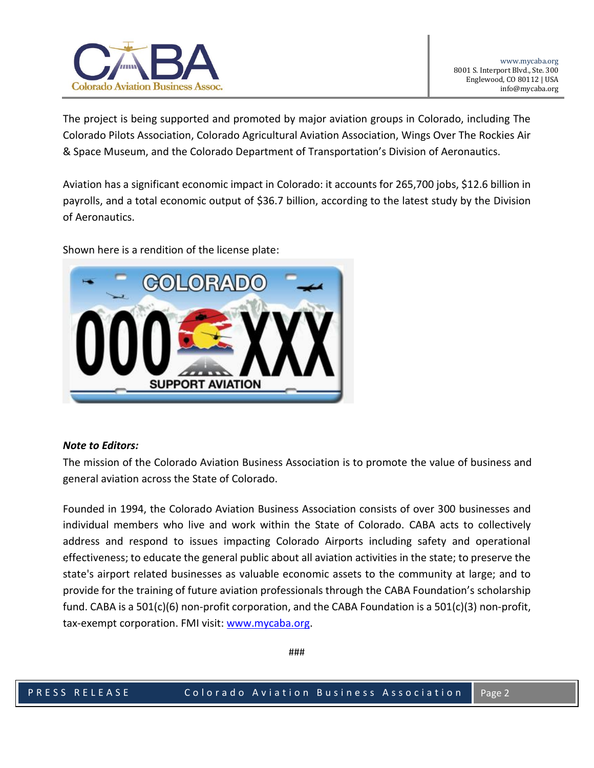The project is being supported and promoted by major aviation groups in Colorado, including The Colorado Pilots Association, Colorado Agricultural Aviation Association, Wings Over The Rockies Air & Space Museum, and the Colorado Department of Transportation's Division of Aeronautics.

Aviation has a significant economic impact in Colorado: it accounts for 265,700 jobs, $12.6 billion in payrolls, and a total economic output of $36.7 billion, according to the latest study by the Division of Aeronautics.

Shown here is a rendition of the license plate:

***Note to Editors:***

The mission of the Colorado Aviation Business Association is to promote the value of business and general aviation across the State of Colorado.

Founded in 1994, the Colorado Aviation Business Association consists of over 300 businesses and individual members who live and work within the State of Colorado. CABA acts to collectively address and respond to issues impacting Colorado Airports including safety and operational effectiveness; to educate the general public about all aviation activities in the state; to preserve the state's airport related businesses as valuable economic assets to the community at large; and to provide for the training of future aviation professionals through the CABA Foundation's scholarship fund. CABA is a 501(c)(6) non-profit corporation, and the CABA Foundation is a 501(c)(3) non-profit, tax-exempt corporation. FMI visit: www.mycaba.org.

###